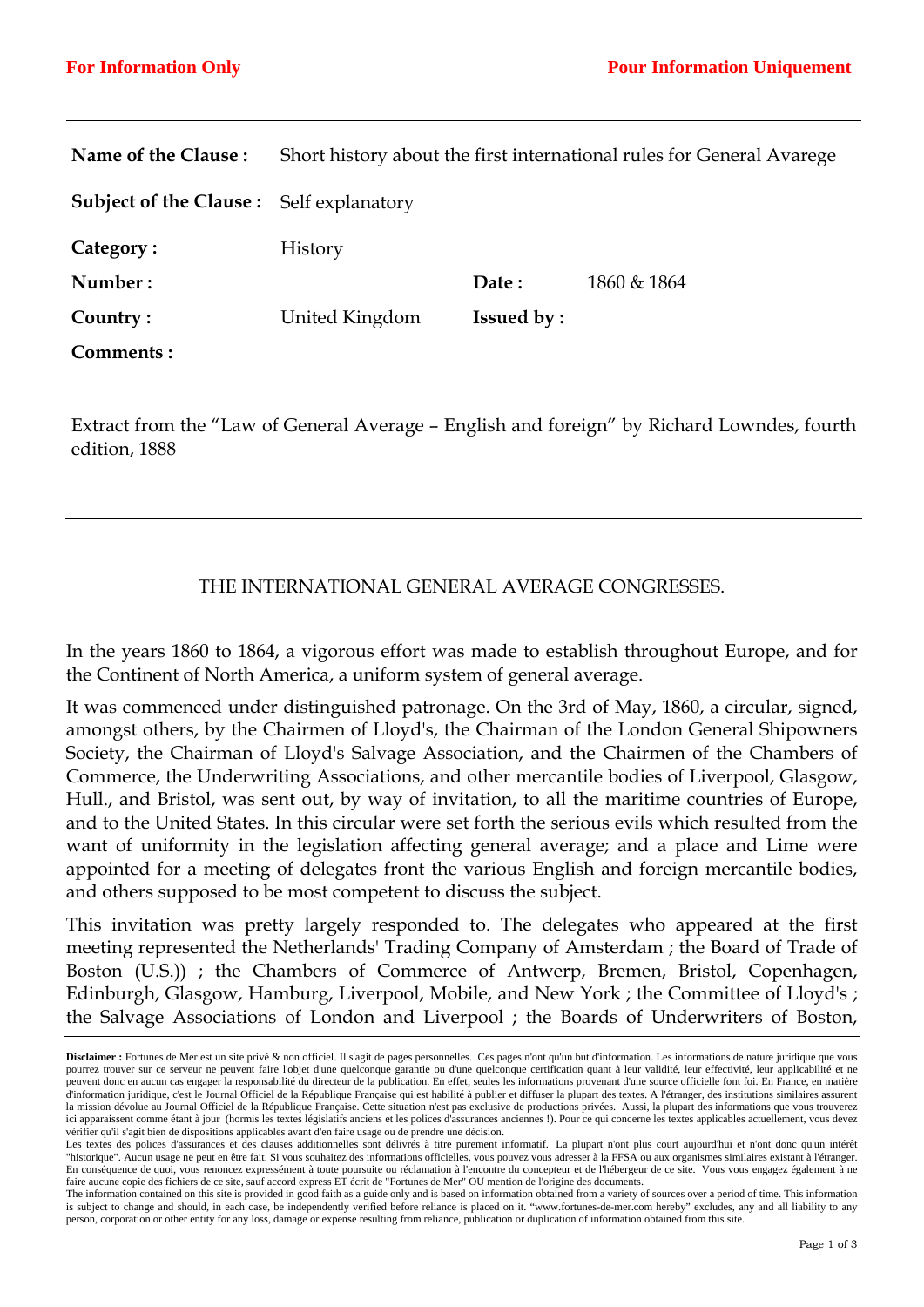For Information Only

Pour Information Uniquement

| | | | |
|---|---|---|---|
| **Name of the Clause :** | Short history about the first international rules for General Avarege | | |
| **Subject of the Clause :** | Self explanatory | | |
| **Category :** | History | | |
| **Number :** | | **Date :** | 1860 & 1864 |
| **Country :** | United Kingdom | **Issued by :** | |
| **Comments :** | | | |

Extract from the “Law of General Average – English and foreign” by Richard Lowndes, fourth edition, 1888

---

## THE INTERNATIONAL GENERAL AVERAGE CONGRESSES.

In the years 1860 to 1864, a vigorous effort was made to establish throughout Europe, and for the Continent of North America, a uniform system of general average.

It was commenced under distinguished patronage. On the 3rd of May, 1860, a circular, signed, amongst others, by the Chairmen of Lloyd's, the Chairman of the London General Shipowners Society, the Chairman of Lloyd's Salvage Association, and the Chairmen of the Chambers of Commerce, the Underwriting Associations, and other mercantile bodies of Liverpool, Glasgow, Hull., and Bristol, was sent out, by way of invitation, to all the maritime countries of Europe, and to the United States. In this circular were set forth the serious evils which resulted from the want of uniformity in the legislation affecting general average; and a place and Lime were appointed for a meeting of delegates front the various English and foreign mercantile bodies, and others supposed to be most competent to discuss the subject.

This invitation was pretty largely responded to. The delegates who appeared at the first meeting represented the Netherlands' Trading Company of Amsterdam ; the Board of Trade of Boston (U.S.)) ; the Chambers of Commerce of Antwerp, Bremen, Bristol, Copenhagen, Edinburgh, Glasgow, Hamburg, Liverpool, Mobile, and New York ; the Committee of Lloyd's ; the Salvage Associations of London and Liverpool ; the Boards of Underwriters of Boston,

---

**Disclaimer :** Fortunes de Mer est un site privé & non officiel. Il s'agit de pages personnelles. Ces pages n'ont qu'un but d'information. Les informations de nature juridique que vous pourrez trouver sur ce serveur ne peuvent faire l'objet d'une quelconque garantie ou d'une quelconque certification quant à leur validité, leur effectivité, leur applicabilité et ne peuvent donc en aucun cas engager la responsabilité du directeur de la publication. En effet, seules les informations provenant d'une source officielle font foi. En France, en matière d'information juridique, c'est le Journal Officiel de la République Française qui est habilité à publier et diffuser la plupart des textes. A l'étranger, des institutions similaires assurent la mission dévolue au Journal Officiel de la République Française. Cette situation n'est pas exclusive de productions privées. Aussi, la plupart des informations que vous trouverez ici apparaissent comme étant à jour (hormis les textes législatifs anciens et les polices d'assurances anciennes !). Pour ce qui concerne les textes applicables actuellement, vous devez vérifier qu'il s'agit bien de dispositions applicables avant d'en faire usage ou de prendre une décision.
Les textes des polices d'assurances et des clauses additionnelles sont délivrés à titre purement informatif. La plupart n'ont plus court aujourd'hui et n'ont donc qu'un intérêt "historique". Aucun usage ne peut en être fait. Si vous souhaitez des informations officielles, vous pouvez vous adresser à la FFSA ou aux organismes similaires existant à l'étranger. En conséquence de quoi, vous renoncez expressément à toute poursuite ou réclamation à l'encontre du concepteur et de l'hébergeur de ce site. Vous vous engagez également à ne faire aucune copie des fichiers de ce site, sauf accord express ET écrit de "Fortunes de Mer" OU mention de l'origine des documents.
The information contained on this site is provided in good faith as a guide only and is based on information obtained from a variety of sources over a period of time. This information is subject to change and should, in each case, be independently verified before reliance is placed on it. “www.fortunes-de-mer.com hereby” excludes, any and all liability to any person, corporation or other entity for any loss, damage or expense resulting from reliance, publication or duplication of information obtained from this site.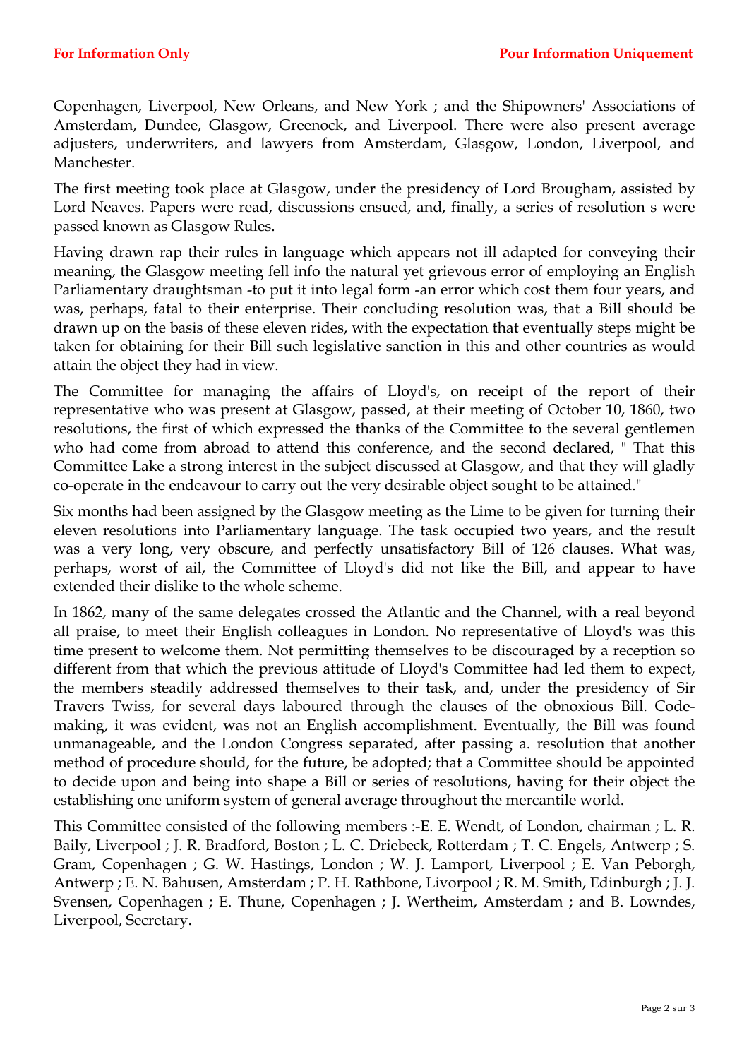Copenhagen, Liverpool, New Orleans, and New York ; and the Shipowners' Associations of Amsterdam, Dundee, Glasgow, Greenock, and Liverpool. There were also present average adjusters, underwriters, and lawyers from Amsterdam, Glasgow, London, Liverpool, and Manchester.

The first meeting took place at Glasgow, under the presidency of Lord Brougham, assisted by Lord Neaves. Papers were read, discussions ensued, and, finally, a series of resolution s were passed known as Glasgow Rules.

Having drawn rap their rules in language which appears not ill adapted for conveying their meaning, the Glasgow meeting fell info the natural yet grievous error of employing an English Parliamentary draughtsman -to put it into legal form -an error which cost them four years, and was, perhaps, fatal to their enterprise. Their concluding resolution was, that a Bill should be drawn up on the basis of these eleven rides, with the expectation that eventually steps might be taken for obtaining for their Bill such legislative sanction in this and other countries as would attain the object they had in view.

The Committee for managing the affairs of Lloyd's, on receipt of the report of their representative who was present at Glasgow, passed, at their meeting of October 10, 1860, two resolutions, the first of which expressed the thanks of the Committee to the several gentlemen who had come from abroad to attend this conference, and the second declared, " That this Committee Lake a strong interest in the subject discussed at Glasgow, and that they will gladly co-operate in the endeavour to carry out the very desirable object sought to be attained."

Six months had been assigned by the Glasgow meeting as the Lime to be given for turning their eleven resolutions into Parliamentary language. The task occupied two years, and the result was a very long, very obscure, and perfectly unsatisfactory Bill of 126 clauses. What was, perhaps, worst of ail, the Committee of Lloyd's did not like the Bill, and appear to have extended their dislike to the whole scheme.

In 1862, many of the same delegates crossed the Atlantic and the Channel, with a real beyond all praise, to meet their English colleagues in London. No representative of Lloyd's was this time present to welcome them. Not permitting themselves to be discouraged by a reception so different from that which the previous attitude of Lloyd's Committee had led them to expect, the members steadily addressed themselves to their task, and, under the presidency of Sir Travers Twiss, for several days laboured through the clauses of the obnoxious Bill. Code-making, it was evident, was not an English accomplishment. Eventually, the Bill was found unmanageable, and the London Congress separated, after passing a. resolution that another method of procedure should, for the future, be adopted; that a Committee should be appointed to decide upon and being into shape a Bill or series of resolutions, having for their object the establishing one uniform system of general average throughout the mercantile world.

This Committee consisted of the following members :-E. E. Wendt, of London, chairman ; L. R. Baily, Liverpool ; J. R. Bradford, Boston ; L. C. Driebeck, Rotterdam ; T. C. Engels, Antwerp ; S. Gram, Copenhagen ; G. W. Hastings, London ; W. J. Lamport, Liverpool ; E. Van Peborgh, Antwerp ; E. N. Bahusen, Amsterdam ; P. H. Rathbone, Livorpool ; R. M. Smith, Edinburgh ; J. J. Svensen, Copenhagen ; E. Thune, Copenhagen ; J. Wertheim, Amsterdam ; and B. Lowndes, Liverpool, Secretary.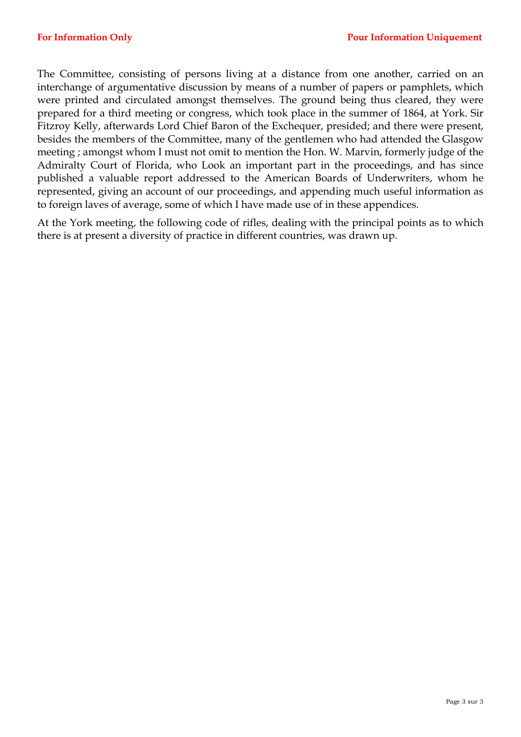The Committee, consisting of persons living at a distance from one another, carried on an interchange of argumentative discussion by means of a number of papers or pamphlets, which were printed and circulated amongst themselves. The ground being thus cleared, they were prepared for a third meeting or congress, which took place in the summer of 1864, at York. Sir Fitzroy Kelly, afterwards Lord Chief Baron of the Exchequer, presided; and there were present, besides the members of the Committee, many of the gentlemen who had attended the Glasgow meeting ; amongst whom I must not omit to mention the Hon. W. Marvin, formerly judge of the Admiralty Court of Florida, who Look an important part in the proceedings, and has since published a valuable report addressed to the American Boards of Underwriters, whom he represented, giving an account of our proceedings, and appending much useful information as to foreign laves of average, some of which I have made use of in these appendices.

At the York meeting, the following code of rifles, dealing with the principal points as to which there is at present a diversity of practice in different countries, was drawn up.